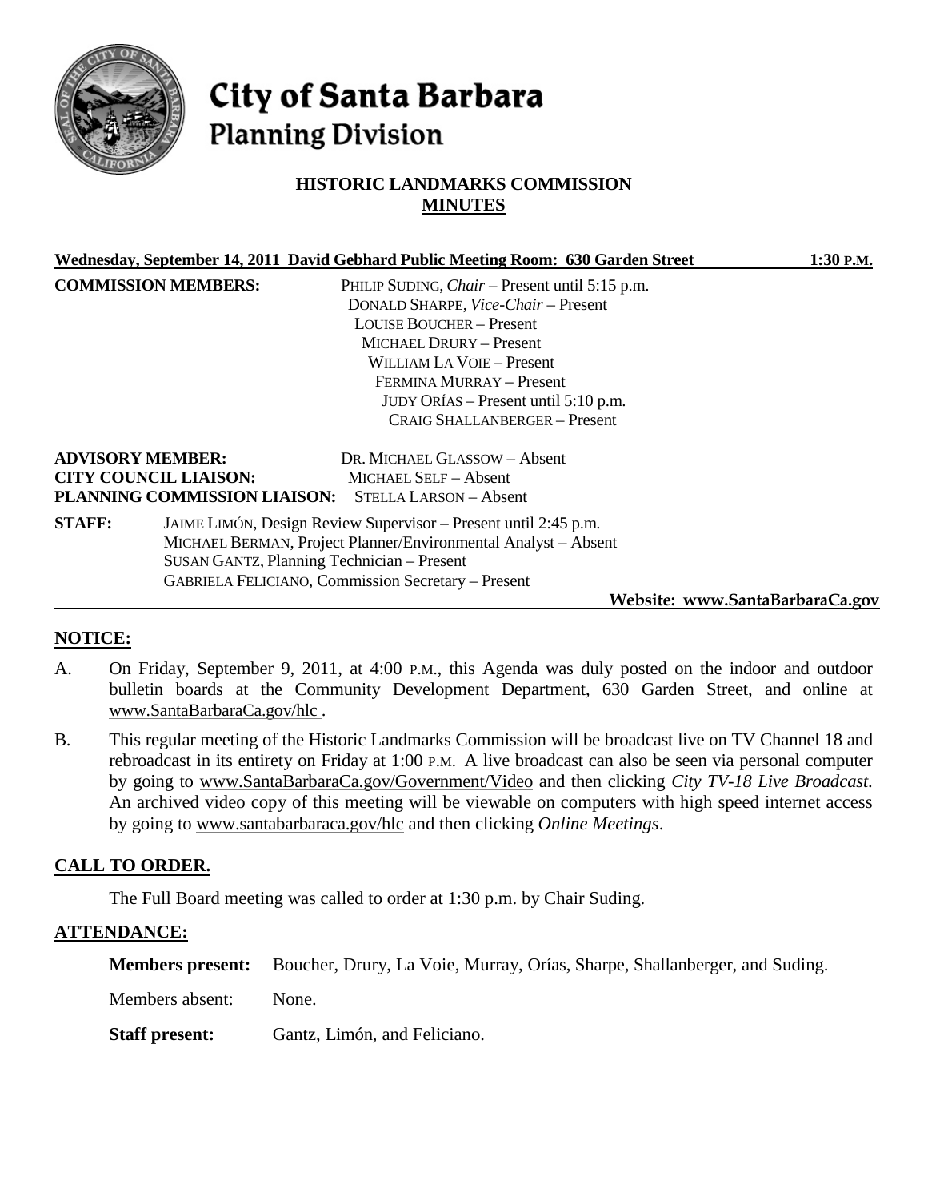# City of Santa Barbara
## Planning Division

### HISTORIC LANDMARKS COMMISSION
### MINUTES

**Wednesday, September 14, 2011 David Gebhard Public Meeting Room: 630 Garden Street 1:30 P.M.**

**COMMISSION MEMBERS:**
PHILIP SUDING, *Chair* – Present until 5:15 p.m.
DONALD SHARPE, *Vice-Chair* – Present
LOUISE BOUCHER – Present
MICHAEL DRURY – Present
WILLIAM LA VOIE – Present
FERMINA MURRAY – Present
JUDY ORÍAS – Present until 5:10 p.m.
CRAIG SHALLANBERGER – Present

**ADVISORY MEMBER:** DR. MICHAEL GLASSOW – Absent
**CITY COUNCIL LIAISON:** MICHAEL SELF – Absent
**PLANNING COMMISSION LIAISON:** STELLA LARSON – Absent

**STAFF:**
JAIME LIMÓN, Design Review Supervisor – Present until 2:45 p.m.
MICHAEL BERMAN, Project Planner/Environmental Analyst – Absent
SUSAN GANTZ, Planning Technician – Present
GABRIELA FELICIANO, Commission Secretary – Present

**Website: www.SantaBarbaraCa.gov**

## NOTICE:

A. On Friday, September 9, 2011, at 4:00 P.M., this Agenda was duly posted on the indoor and outdoor bulletin boards at the Community Development Department, 630 Garden Street, and online at www.SantaBarbaraCa.gov/hlc .

B. This regular meeting of the Historic Landmarks Commission will be broadcast live on TV Channel 18 and rebroadcast in its entirety on Friday at 1:00 P.M. A live broadcast can also be seen via personal computer by going to www.SantaBarbaraCa.gov/Government/Video and then clicking *City TV-18 Live Broadcast*. An archived video copy of this meeting will be viewable on computers with high speed internet access by going to www.santabarbaraca.gov/hlc and then clicking *Online Meetings*.

## CALL TO ORDER.

The Full Board meeting was called to order at 1:30 p.m. by Chair Suding.

## ATTENDANCE:

**Members present:** Boucher, Drury, La Voie, Murray, Orías, Sharpe, Shallanberger, and Suding.

Members absent: None.

**Staff present:** Gantz, Limón, and Feliciano.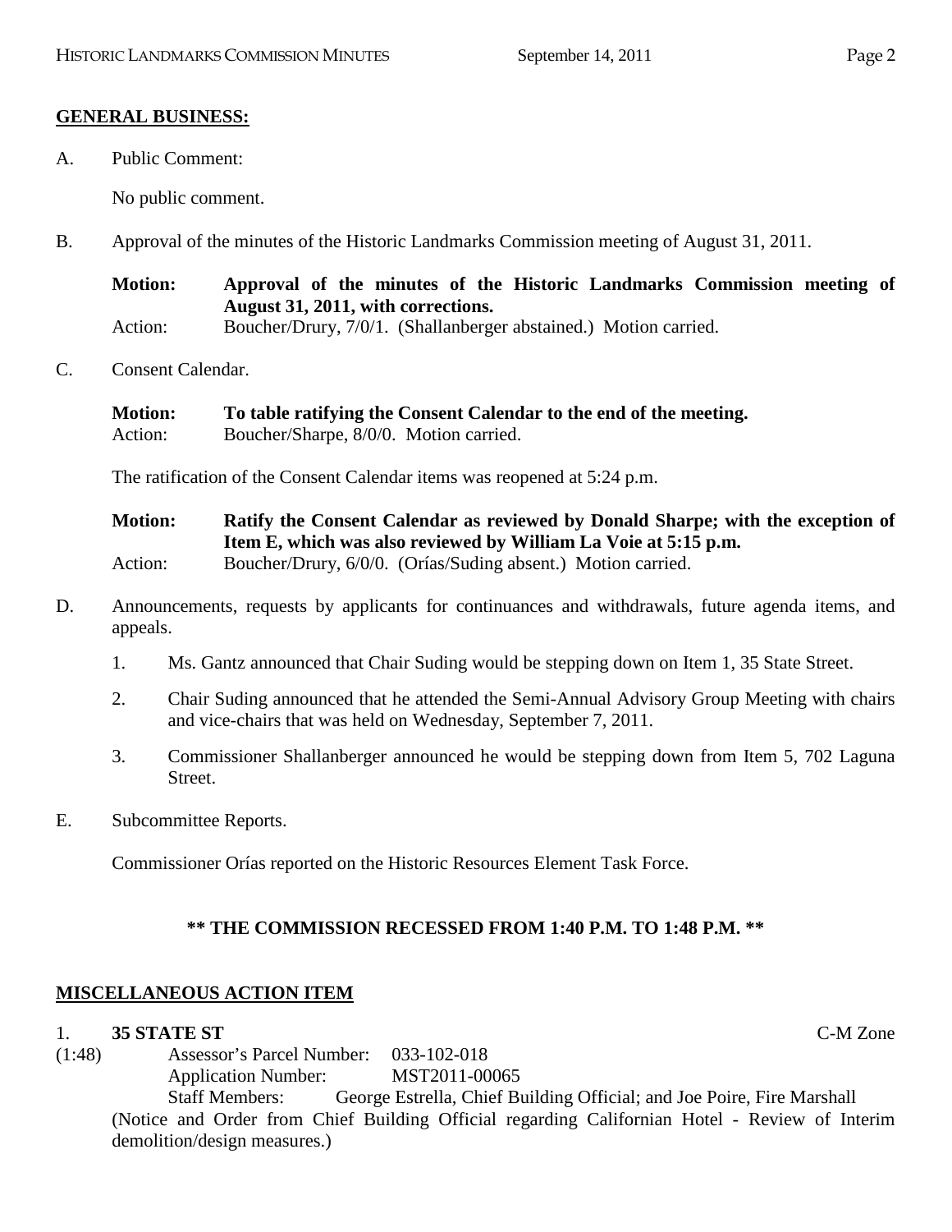## GENERAL BUSINESS:

A. Public Comment:

No public comment.

B. Approval of the minutes of the Historic Landmarks Commission meeting of August 31, 2011.

**Motion: Approval of the minutes of the Historic Landmarks Commission meeting of August 31, 2011, with corrections.**
Action: Boucher/Drury, 7/0/1. (Shallanberger abstained.) Motion carried.

C. Consent Calendar.

**Motion: To table ratifying the Consent Calendar to the end of the meeting.**
Action: Boucher/Sharpe, 8/0/0. Motion carried.

The ratification of the Consent Calendar items was reopened at 5:24 p.m.

**Motion: Ratify the Consent Calendar as reviewed by Donald Sharpe; with the exception of Item E, which was also reviewed by William La Voie at 5:15 p.m.**
Action: Boucher/Drury, 6/0/0. (Orías/Suding absent.) Motion carried.

D. Announcements, requests by applicants for continuances and withdrawals, future agenda items, and appeals.

1. Ms. Gantz announced that Chair Suding would be stepping down on Item 1, 35 State Street.
2. Chair Suding announced that he attended the Semi-Annual Advisory Group Meeting with chairs and vice-chairs that was held on Wednesday, September 7, 2011.
3. Commissioner Shallanberger announced he would be stepping down from Item 5, 702 Laguna Street.

E. Subcommittee Reports.

Commissioner Orías reported on the Historic Resources Element Task Force.

**\*\* THE COMMISSION RECESSED FROM 1:40 P.M. TO 1:48 P.M. \*\***

## MISCELLANEOUS ACTION ITEM

1. **35 STATE ST** C-M Zone

(1:48) Assessor's Parcel Number: 033-102-018
Application Number: MST2011-00065
Staff Members: George Estrella, Chief Building Official; and Joe Poire, Fire Marshall

(Notice and Order from Chief Building Official regarding Californian Hotel - Review of Interim demolition/design measures.)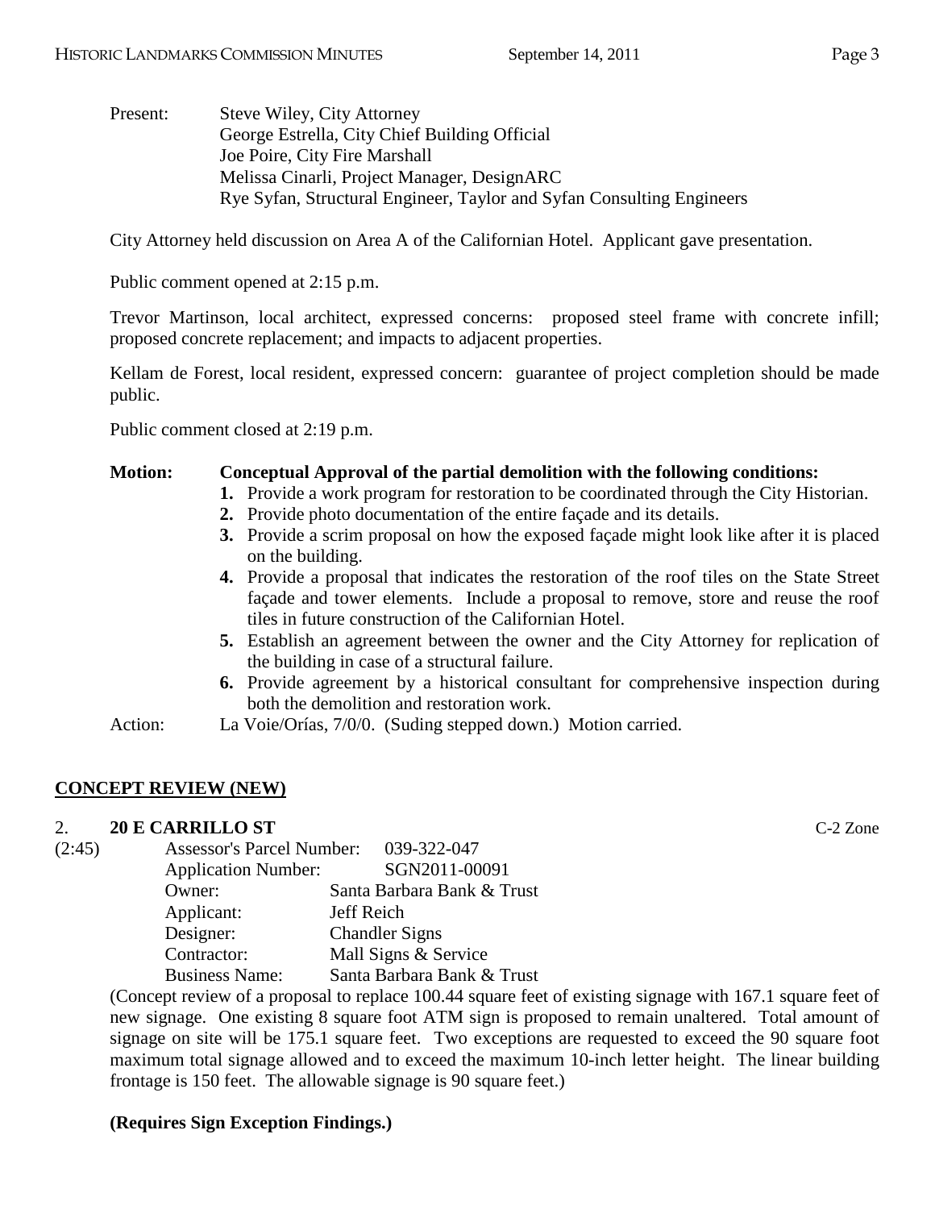Present: Steve Wiley, City Attorney
George Estrella, City Chief Building Official
Joe Poire, City Fire Marshall
Melissa Cinarli, Project Manager, DesignARC
Rye Syfan, Structural Engineer, Taylor and Syfan Consulting Engineers

City Attorney held discussion on Area A of the Californian Hotel. Applicant gave presentation.

Public comment opened at 2:15 p.m.

Trevor Martinson, local architect, expressed concerns: proposed steel frame with concrete infill; proposed concrete replacement; and impacts to adjacent properties.

Kellam de Forest, local resident, expressed concern: guarantee of project completion should be made public.

Public comment closed at 2:19 p.m.

**Motion: Conceptual Approval of the partial demolition with the following conditions:**

1. Provide a work program for restoration to be coordinated through the City Historian.
2. Provide photo documentation of the entire façade and its details.
3. Provide a scrim proposal on how the exposed façade might look like after it is placed on the building.
4. Provide a proposal that indicates the restoration of the roof tiles on the State Street façade and tower elements. Include a proposal to remove, store and reuse the roof tiles in future construction of the Californian Hotel.
5. Establish an agreement between the owner and the City Attorney for replication of the building in case of a structural failure.
6. Provide agreement by a historical consultant for comprehensive inspection during both the demolition and restoration work.

Action: La Voie/Orías, 7/0/0. (Suding stepped down.) Motion carried.

## CONCEPT REVIEW (NEW)

### 2. 20 E CARRILLO ST

C-2 Zone

(2:45)

Assessor's Parcel Number: 039-322-047
Application Number: SGN2011-00091
Owner: Santa Barbara Bank & Trust
Applicant: Jeff Reich
Designer: Chandler Signs
Contractor: Mall Signs & Service
Business Name: Santa Barbara Bank & Trust

(Concept review of a proposal to replace 100.44 square feet of existing signage with 167.1 square feet of new signage. One existing 8 square foot ATM sign is proposed to remain unaltered. Total amount of signage on site will be 175.1 square feet. Two exceptions are requested to exceed the 90 square foot maximum total signage allowed and to exceed the maximum 10-inch letter height. The linear building frontage is 150 feet. The allowable signage is 90 square feet.)

**(Requires Sign Exception Findings.)**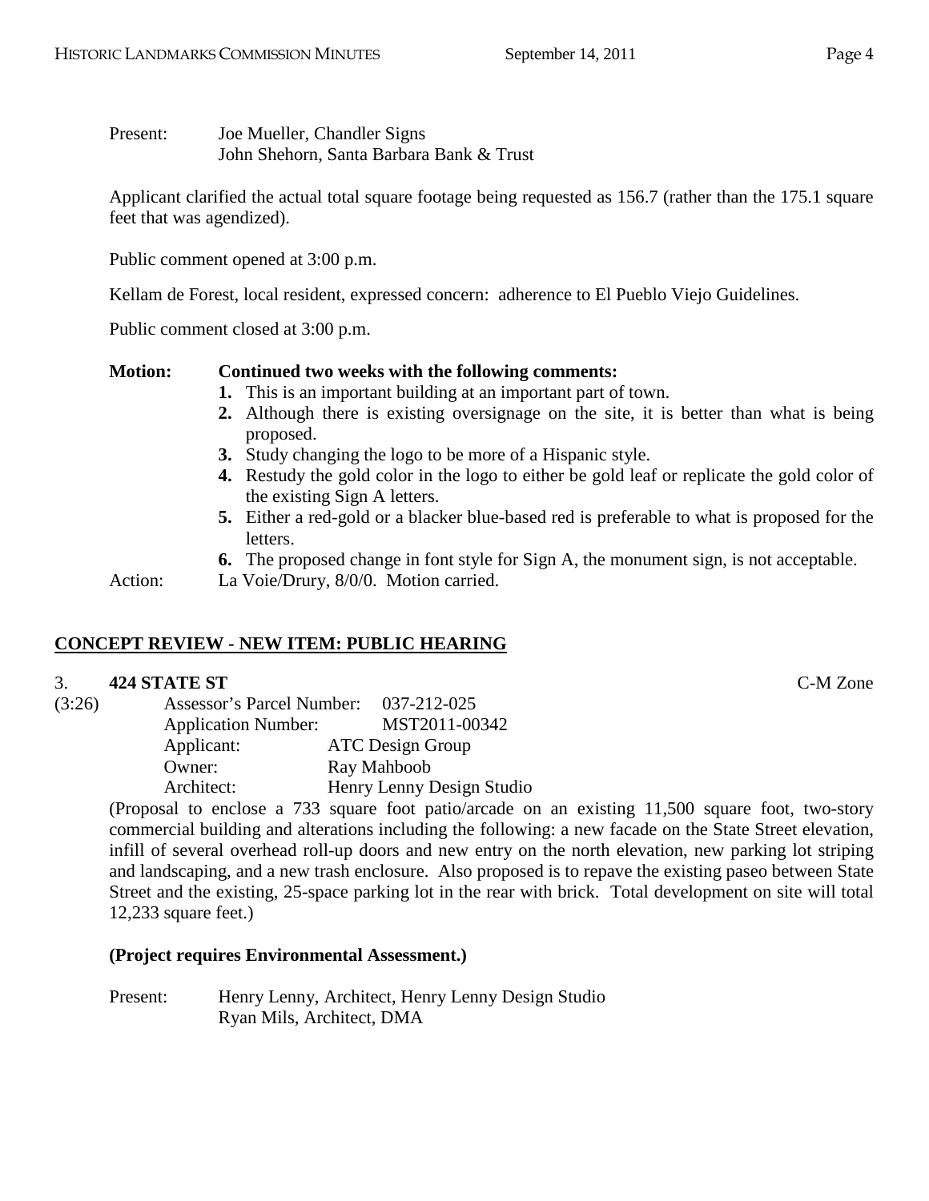Present: Joe Mueller, Chandler Signs
John Shehorn, Santa Barbara Bank & Trust

Applicant clarified the actual total square footage being requested as 156.7 (rather than the 175.1 square feet that was agendized).

Public comment opened at 3:00 p.m.

Kellam de Forest, local resident, expressed concern: adherence to El Pueblo Viejo Guidelines.

Public comment closed at 3:00 p.m.

**Motion: Continued two weeks with the following comments:**

1. This is an important building at an important part of town.
2. Although there is existing oversignage on the site, it is better than what is being proposed.
3. Study changing the logo to be more of a Hispanic style.
4. Restudy the gold color in the logo to either be gold leaf or replicate the gold color of the existing Sign A letters.
5. Either a red-gold or a blacker blue-based red is preferable to what is proposed for the letters.
6. The proposed change in font style for Sign A, the monument sign, is not acceptable.

Action: La Voie/Drury, 8/0/0. Motion carried.

## CONCEPT REVIEW - NEW ITEM: PUBLIC HEARING

3. **424 STATE ST** C-M Zone

(3:26)
Assessor's Parcel Number: 037-212-025
Application Number: MST2011-00342
Applicant: ATC Design Group
Owner: Ray Mahboob
Architect: Henry Lenny Design Studio

(Proposal to enclose a 733 square foot patio/arcade on an existing 11,500 square foot, two-story commercial building and alterations including the following: a new facade on the State Street elevation, infill of several overhead roll-up doors and new entry on the north elevation, new parking lot striping and landscaping, and a new trash enclosure. Also proposed is to repave the existing paseo between State Street and the existing, 25-space parking lot in the rear with brick. Total development on site will total 12,233 square feet.)

**(Project requires Environmental Assessment.)**

Present: Henry Lenny, Architect, Henry Lenny Design Studio
Ryan Mils, Architect, DMA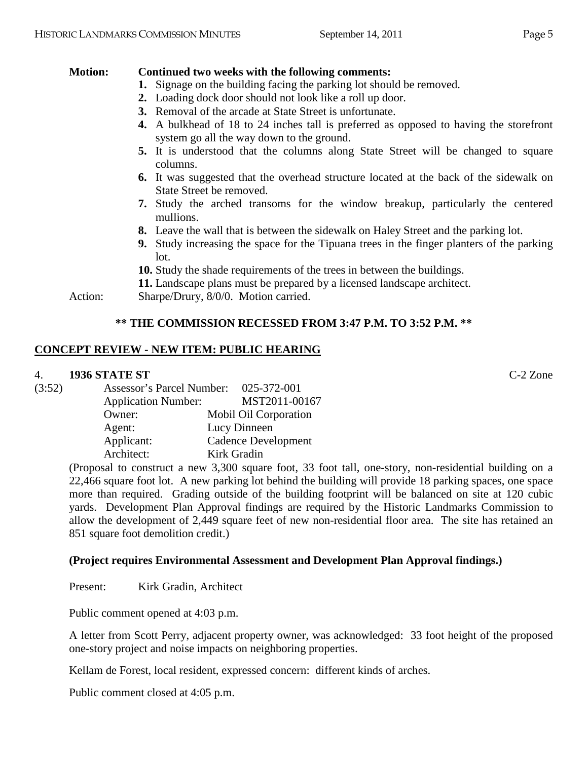**Motion:** **Continued two weeks with the following comments:**

1. Signage on the building facing the parking lot should be removed.
2. Loading dock door should not look like a roll up door.
3. Removal of the arcade at State Street is unfortunate.
4. A bulkhead of 18 to 24 inches tall is preferred as opposed to having the storefront system go all the way down to the ground.
5. It is understood that the columns along State Street will be changed to square columns.
6. It was suggested that the overhead structure located at the back of the sidewalk on State Street be removed.
7. Study the arched transoms for the window breakup, particularly the centered mullions.
8. Leave the wall that is between the sidewalk on Haley Street and the parking lot.
9. Study increasing the space for the Tipuana trees in the finger planters of the parking lot.
10. Study the shade requirements of the trees in between the buildings.
11. Landscape plans must be prepared by a licensed landscape architect.

Action: Sharpe/Drury, 8/0/0. Motion carried.

**\*\* THE COMMISSION RECESSED FROM 3:47 P.M. TO 3:52 P.M. \*\***

## CONCEPT REVIEW - NEW ITEM: PUBLIC HEARING

4. **1936 STATE ST** C-2 Zone

(3:52)

Assessor's Parcel Number: 025-372-001
Application Number: MST2011-00167
Owner: Mobil Oil Corporation
Agent: Lucy Dinneen
Applicant: Cadence Development
Architect: Kirk Gradin

(Proposal to construct a new 3,300 square foot, 33 foot tall, one-story, non-residential building on a 22,466 square foot lot. A new parking lot behind the building will provide 18 parking spaces, one space more than required. Grading outside of the building footprint will be balanced on site at 120 cubic yards. Development Plan Approval findings are required by the Historic Landmarks Commission to allow the development of 2,449 square feet of new non-residential floor area. The site has retained an 851 square foot demolition credit.)

**(Project requires Environmental Assessment and Development Plan Approval findings.)**

Present: Kirk Gradin, Architect

Public comment opened at 4:03 p.m.

A letter from Scott Perry, adjacent property owner, was acknowledged: 33 foot height of the proposed one-story project and noise impacts on neighboring properties.

Kellam de Forest, local resident, expressed concern: different kinds of arches.

Public comment closed at 4:05 p.m.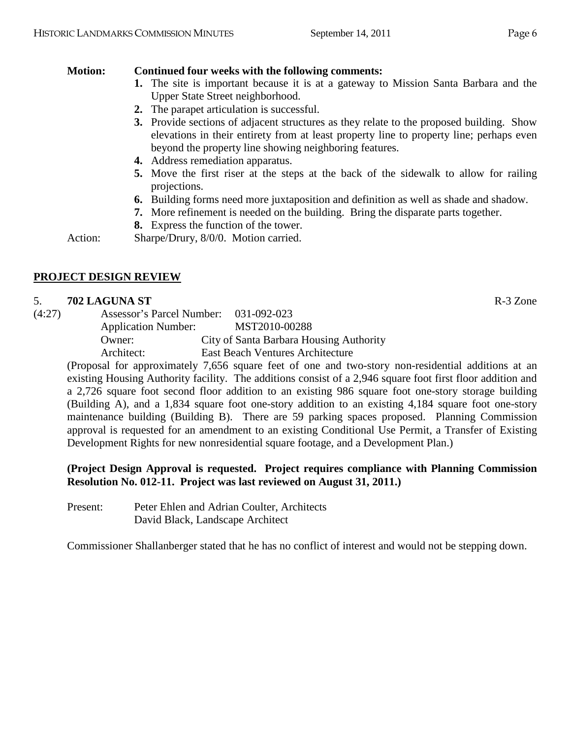**Motion:** **Continued four weeks with the following comments:**

1. The site is important because it is at a gateway to Mission Santa Barbara and the Upper State Street neighborhood.
2. The parapet articulation is successful.
3. Provide sections of adjacent structures as they relate to the proposed building. Show elevations in their entirety from at least property line to property line; perhaps even beyond the property line showing neighboring features.
4. Address remediation apparatus.
5. Move the first riser at the steps at the back of the sidewalk to allow for railing projections.
6. Building forms need more juxtaposition and definition as well as shade and shadow.
7. More refinement is needed on the building. Bring the disparate parts together.
8. Express the function of the tower.

Action: Sharpe/Drury, 8/0/0. Motion carried.

## PROJECT DESIGN REVIEW

5. **702 LAGUNA ST** R-3 Zone

(4:27)

Assessor's Parcel Number: 031-092-023
Application Number: MST2010-00288
Owner: City of Santa Barbara Housing Authority
Architect: East Beach Ventures Architecture

(Proposal for approximately 7,656 square feet of one and two-story non-residential additions at an existing Housing Authority facility. The additions consist of a 2,946 square foot first floor addition and a 2,726 square foot second floor addition to an existing 986 square foot one-story storage building (Building A), and a 1,834 square foot one-story addition to an existing 4,184 square foot one-story maintenance building (Building B). There are 59 parking spaces proposed. Planning Commission approval is requested for an amendment to an existing Conditional Use Permit, a Transfer of Existing Development Rights for new nonresidential square footage, and a Development Plan.)

**(Project Design Approval is requested. Project requires compliance with Planning Commission Resolution No. 012-11. Project was last reviewed on August 31, 2011.)**

Present: Peter Ehlen and Adrian Coulter, Architects
David Black, Landscape Architect

Commissioner Shallanberger stated that he has no conflict of interest and would not be stepping down.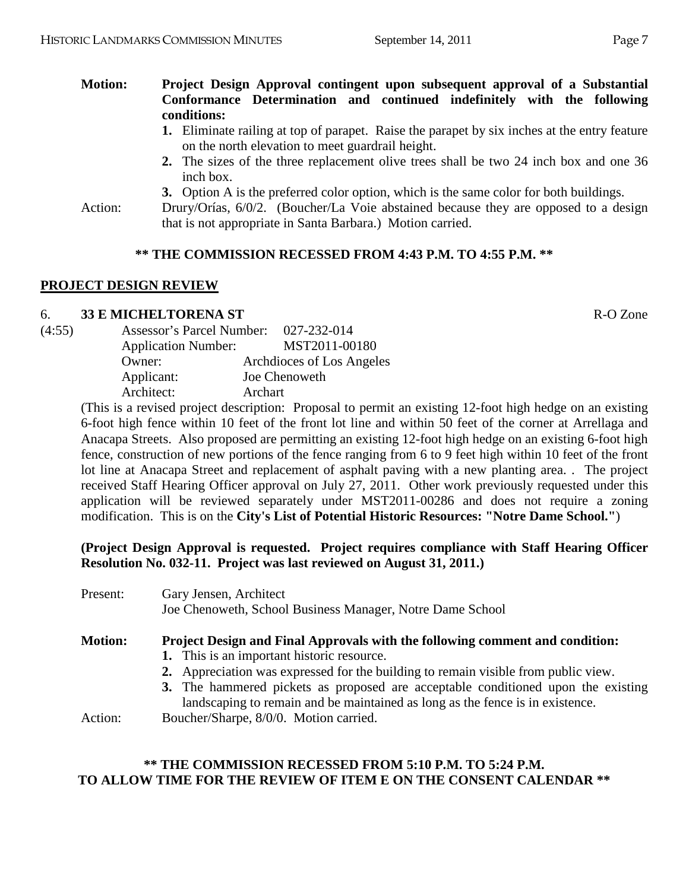**Motion:** **Project Design Approval contingent upon subsequent approval of a Substantial Conformance Determination and continued indefinitely with the following conditions:**

1. Eliminate railing at top of parapet. Raise the parapet by six inches at the entry feature on the north elevation to meet guardrail height.
2. The sizes of the three replacement olive trees shall be two 24 inch box and one 36 inch box.
3. Option A is the preferred color option, which is the same color for both buildings.

Action: Drury/Orías, 6/0/2. (Boucher/La Voie abstained because they are opposed to a design that is not appropriate in Santa Barbara.) Motion carried.

**\*\* THE COMMISSION RECESSED FROM 4:43 P.M. TO 4:55 P.M. \*\***

## PROJECT DESIGN REVIEW

6. **33 E MICHELTORENA ST** R-O Zone

(4:55)

Assessor's Parcel Number: 027-232-014
Application Number: MST2011-00180
Owner: Archdioces of Los Angeles
Applicant: Joe Chenoweth
Architect: Archart

(This is a revised project description: Proposal to permit an existing 12-foot high hedge on an existing 6-foot high fence within 10 feet of the front lot line and within 50 feet of the corner at Arrellaga and Anacapa Streets. Also proposed are permitting an existing 12-foot high hedge on an existing 6-foot high fence, construction of new portions of the fence ranging from 6 to 9 feet high within 10 feet of the front lot line at Anacapa Street and replacement of asphalt paving with a new planting area. . The project received Staff Hearing Officer approval on July 27, 2011. Other work previously requested under this application will be reviewed separately under MST2011-00286 and does not require a zoning modification. This is on the **City's List of Potential Historic Resources: "Notre Dame School."**)

**(Project Design Approval is requested. Project requires compliance with Staff Hearing Officer Resolution No. 032-11. Project was last reviewed on August 31, 2011.)**

Present: Gary Jensen, Architect
Joe Chenoweth, School Business Manager, Notre Dame School

**Motion:** **Project Design and Final Approvals with the following comment and condition:**

1. This is an important historic resource.
2. Appreciation was expressed for the building to remain visible from public view.
3. The hammered pickets as proposed are acceptable conditioned upon the existing landscaping to remain and be maintained as long as the fence is in existence.

Action: Boucher/Sharpe, 8/0/0. Motion carried.

**\*\* THE COMMISSION RECESSED FROM 5:10 P.M. TO 5:24 P.M.
TO ALLOW TIME FOR THE REVIEW OF ITEM E ON THE CONSENT CALENDAR \*\***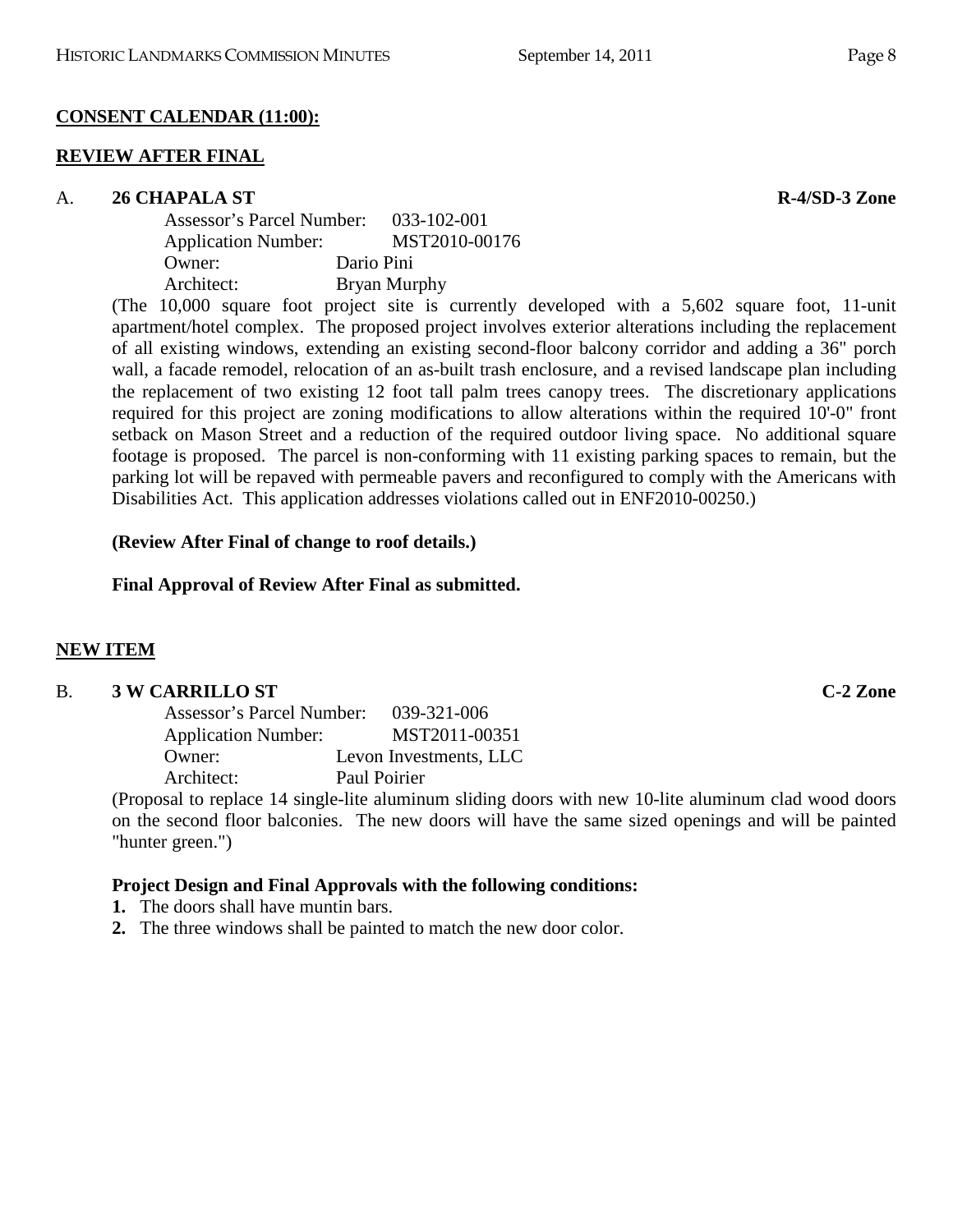**CONSENT CALENDAR (11:00):**

**REVIEW AFTER FINAL**

A. **26 CHAPALA ST** **R-4/SD-3 Zone**

Assessor's Parcel Number: 033-102-001
Application Number: MST2010-00176
Owner: Dario Pini
Architect: Bryan Murphy

(The 10,000 square foot project site is currently developed with a 5,602 square foot, 11-unit apartment/hotel complex. The proposed project involves exterior alterations including the replacement of all existing windows, extending an existing second-floor balcony corridor and adding a 36" porch wall, a facade remodel, relocation of an as-built trash enclosure, and a revised landscape plan including the replacement of two existing 12 foot tall palm trees canopy trees. The discretionary applications required for this project are zoning modifications to allow alterations within the required 10'-0" front setback on Mason Street and a reduction of the required outdoor living space. No additional square footage is proposed. The parcel is non-conforming with 11 existing parking spaces to remain, but the parking lot will be repaved with permeable pavers and reconfigured to comply with the Americans with Disabilities Act. This application addresses violations called out in ENF2010-00250.)

**(Review After Final of change to roof details.)**

**Final Approval of Review After Final as submitted.**

**NEW ITEM**

B. **3 W CARRILLO ST** **C-2 Zone**

Assessor's Parcel Number: 039-321-006
Application Number: MST2011-00351
Owner: Levon Investments, LLC
Architect: Paul Poirier

(Proposal to replace 14 single-lite aluminum sliding doors with new 10-lite aluminum clad wood doors on the second floor balconies. The new doors will have the same sized openings and will be painted "hunter green.")

**Project Design and Final Approvals with the following conditions:**

1. The doors shall have muntin bars.
2. The three windows shall be painted to match the new door color.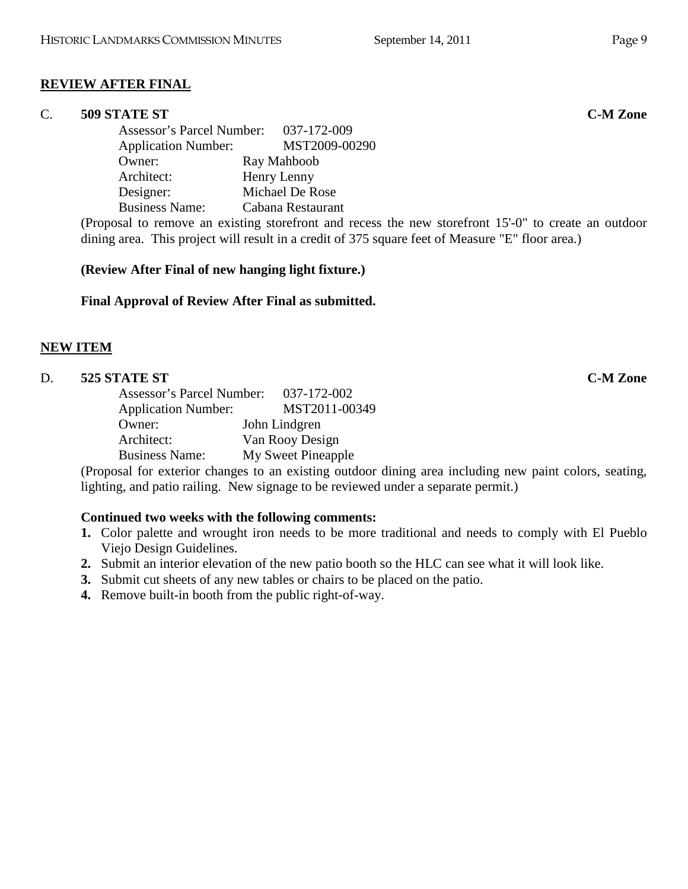## REVIEW AFTER FINAL

**C. 509 STATE ST** **C-M Zone**

Assessor's Parcel Number: 037-172-009
Application Number: MST2009-00290
Owner: Ray Mahboob
Architect: Henry Lenny
Designer: Michael De Rose
Business Name: Cabana Restaurant

(Proposal to remove an existing storefront and recess the new storefront 15'-0" to create an outdoor dining area. This project will result in a credit of 375 square feet of Measure "E" floor area.)

**(Review After Final of new hanging light fixture.)**

**Final Approval of Review After Final as submitted.**

## NEW ITEM

**D. 525 STATE ST** **C-M Zone**

Assessor's Parcel Number: 037-172-002
Application Number: MST2011-00349
Owner: John Lindgren
Architect: Van Rooy Design
Business Name: My Sweet Pineapple

(Proposal for exterior changes to an existing outdoor dining area including new paint colors, seating, lighting, and patio railing. New signage to be reviewed under a separate permit.)

**Continued two weeks with the following comments:**

1. Color palette and wrought iron needs to be more traditional and needs to comply with El Pueblo Viejo Design Guidelines.
2. Submit an interior elevation of the new patio booth so the HLC can see what it will look like.
3. Submit cut sheets of any new tables or chairs to be placed on the patio.
4. Remove built-in booth from the public right-of-way.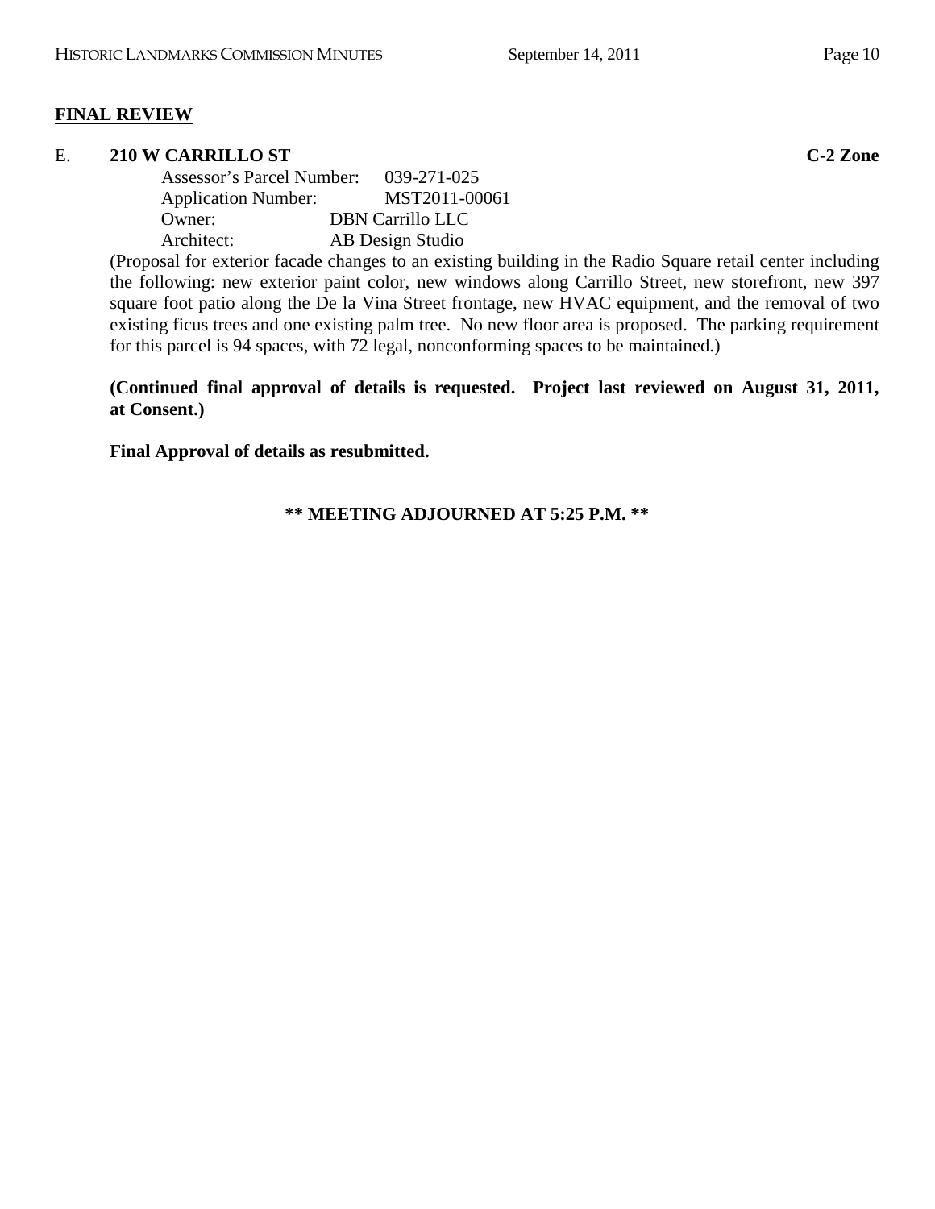**FINAL REVIEW**

E. **210 W CARRILLO ST** **C-2 Zone**

Assessor's Parcel Number: 039-271-025
Application Number: MST2011-00061
Owner: DBN Carrillo LLC
Architect: AB Design Studio

(Proposal for exterior facade changes to an existing building in the Radio Square retail center including the following: new exterior paint color, new windows along Carrillo Street, new storefront, new 397 square foot patio along the De la Vina Street frontage, new HVAC equipment, and the removal of two existing ficus trees and one existing palm tree. No new floor area is proposed. The parking requirement for this parcel is 94 spaces, with 72 legal, nonconforming spaces to be maintained.)

**(Continued final approval of details is requested. Project last reviewed on August 31, 2011, at Consent.)**

**Final Approval of details as resubmitted.**

**\*\* MEETING ADJOURNED AT 5:25 P.M. \*\***